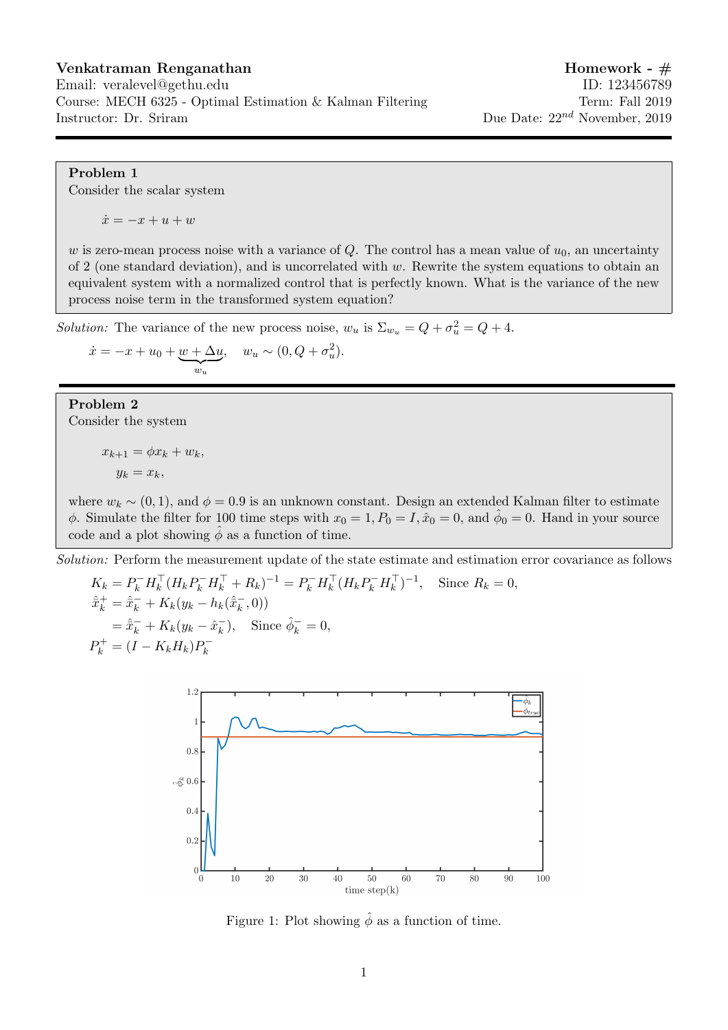**Venkatraman Renganathan**
Email: veralevel@gethu.edu
Course: MECH 6325 - Optimal Estimation & Kalman Filtering
Instructor: Dr. Sriram

**Homework - #**
ID: 123456789
Term: Fall 2019
Due Date: $22^{nd}$ November, 2019

---

**Problem 1**
Consider the scalar system

$$\dot{x} = -x + u + w$$

$w$ is zero-mean process noise with a variance of $Q$. The control has a mean value of $u_0$, an uncertainty of 2 (one standard deviation), and is uncorrelated with $w$. Rewrite the system equations to obtain an equivalent system with a normalized control that is perfectly known. What is the variance of the new process noise term in the transformed system equation?

*Solution:* The variance of the new process noise, $w_u$ is $\Sigma_{w_u} = Q + \sigma_u^2 = Q + 4$.

$$\dot{x} = -x + u_0 + \underbrace{w + \Delta u}_{w_u}, \quad w_u \sim (0, Q + \sigma_u^2).$$

---

**Problem 2**
Consider the system

$$x_{k+1} = \phi x_k + w_k,$$
$$y_k = x_k,$$

where $w_k \sim (0, 1)$, and $\phi = 0.9$ is an unknown constant. Design an extended Kalman filter to estimate $\phi$. Simulate the filter for 100 time steps with $x_0 = 1, P_0 = I, \hat{x}_0 = 0$, and $\hat{\phi}_0 = 0$. Hand in your source code and a plot showing $\hat{\phi}$ as a function of time.

*Solution:* Perform the measurement update of the state estimate and estimation error covariance as follows

$$K_k = P_k^- H_k^\top (H_k P_k^- H_k^\top + R_k)^{-1} = P_k^- H_k^\top (H_k P_k^- H_k^\top)^{-1}, \quad \text{Since } R_k = 0,$$
$$\hat{\bar{x}}_k^+ = \hat{\bar{x}}_k^- + K_k(y_k - h_k(\hat{\bar{x}}_k^-, 0))$$
$$= \hat{\bar{x}}_k^- + K_k(y_k - \hat{x}_k^-), \quad \text{Since } \hat{\phi}_k^- = 0,$$
$$P_k^+ = (I - K_k H_k)P_k^-$$

Figure 1: Plot showing $\hat{\phi}$ as a function of time.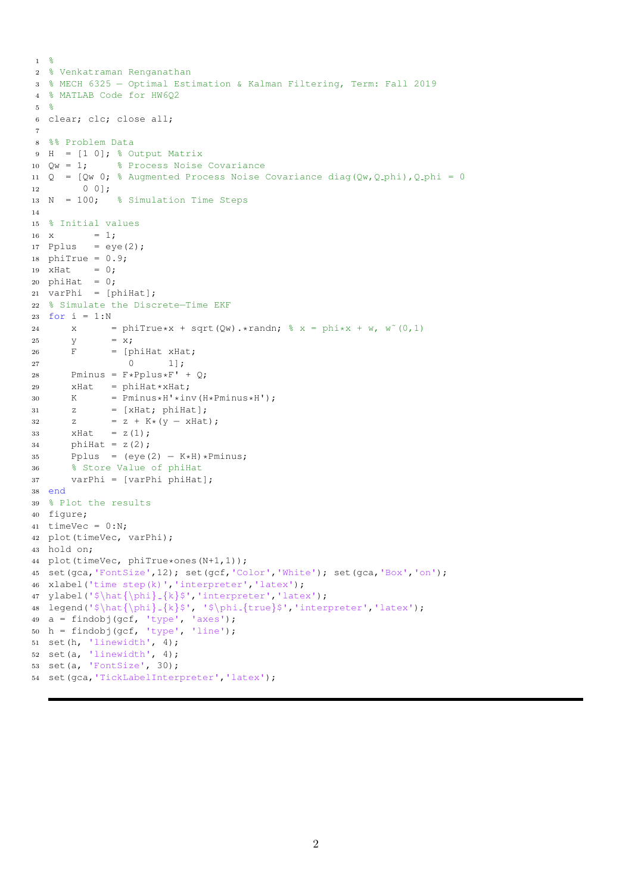```matlab
%
% Venkatraman Renganathan
% MECH 6325 - Optimal Estimation & Kalman Filtering, Term: Fall 2019
% MATLAB Code for HW6Q2
%
clear; clc; close all;

%% Problem Data
H  = [1 0]; % Output Matrix
Qw = 1;     % Process Noise Covariance
Q  = [Qw 0; % Augmented Process Noise Covariance diag(Qw,Q_phi),Q_phi = 0
      0 0];
N  = 100;   % Simulation Time Steps

% Initial values
x       = 1;
Pplus   = eye(2);
phiTrue = 0.9;
xHat    = 0;
phiHat  = 0;
varPhi  = [phiHat];
% Simulate the Discrete-Time EKF
for i = 1:N
    x      = phiTrue*x + sqrt(Qw).*randn; % x = phi*x + w, w~(0,1)
    y      = x;
    F      = [phiHat xHat;
               0      1];
    Pminus = F*Pplus*F' + Q;
    xHat   = phiHat*xHat;
    K      = Pminus*H'*inv(H*Pminus*H');
    z      = [xHat; phiHat];
    z      = z + K*(y - xHat);
    xHat   = z(1);
    phiHat = z(2);
    Pplus  = (eye(2) - K*H)*Pminus;
    % Store Value of phiHat
    varPhi = [varPhi phiHat];
end
% Plot the results
figure;
timeVec = 0:N;
plot(timeVec, varPhi);
hold on;
plot(timeVec, phiTrue*ones(N+1,1));
set(gca,'FontSize',12); set(gcf,'Color','White'); set(gca,'Box','on');
xlabel('time step(k)','interpreter','latex');
ylabel('$\hat{\phi}_{k}$','interpreter','latex');
legend('$\hat{\phi}_{k}$', '$\phi_{true}$','interpreter','latex');
a = findobj(gcf, 'type', 'axes');
h = findobj(gcf, 'type', 'line');
set(h, 'linewidth', 4);
set(a, 'linewidth', 4);
set(a, 'FontSize', 30);
set(gca,'TickLabelInterpreter','latex');
```